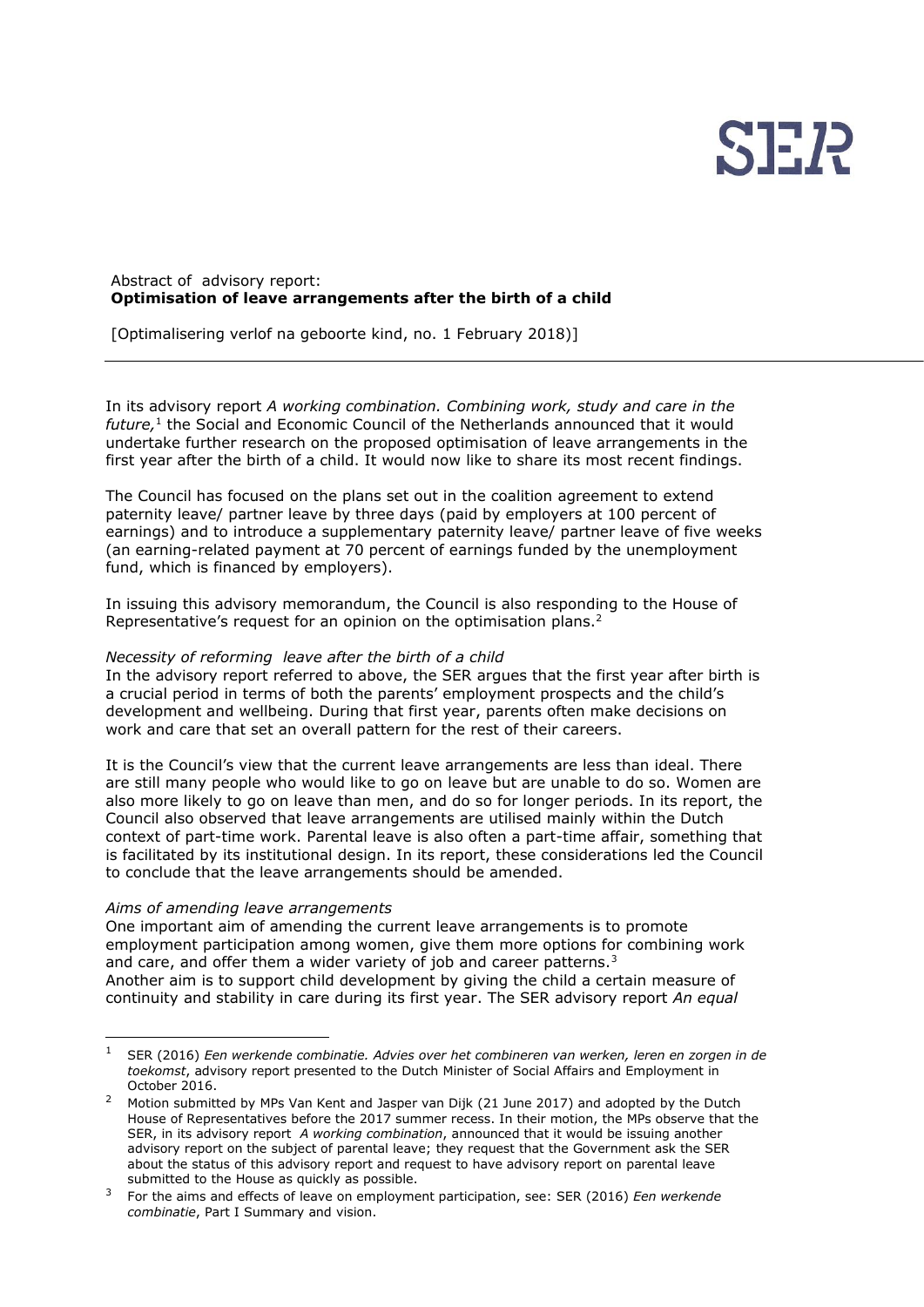SER

Abstract of advisory report:
**Optimisation of leave arrangements after the birth of a child**

[Optimalisering verlof na geboorte kind, no. 1 February 2018)]

---

In its advisory report *A working combination. Combining work, study and care in the future,*[1] the Social and Economic Council of the Netherlands announced that it would undertake further research on the proposed optimisation of leave arrangements in the first year after the birth of a child. It would now like to share its most recent findings.

The Council has focused on the plans set out in the coalition agreement to extend paternity leave/ partner leave by three days (paid by employers at 100 percent of earnings) and to introduce a supplementary paternity leave/ partner leave of five weeks (an earning-related payment at 70 percent of earnings funded by the unemployment fund, which is financed by employers).

In issuing this advisory memorandum, the Council is also responding to the House of Representative's request for an opinion on the optimisation plans.[2]

*Necessity of reforming leave after the birth of a child*
In the advisory report referred to above, the SER argues that the first year after birth is a crucial period in terms of both the parents' employment prospects and the child's development and wellbeing. During that first year, parents often make decisions on work and care that set an overall pattern for the rest of their careers.

It is the Council's view that the current leave arrangements are less than ideal. There are still many people who would like to go on leave but are unable to do so. Women are also more likely to go on leave than men, and do so for longer periods. In its report, the Council also observed that leave arrangements are utilised mainly within the Dutch context of part-time work. Parental leave is also often a part-time affair, something that is facilitated by its institutional design. In its report, these considerations led the Council to conclude that the leave arrangements should be amended.

*Aims of amending leave arrangements*
One important aim of amending the current leave arrangements is to promote employment participation among women, give them more options for combining work and care, and offer them a wider variety of job and career patterns.[3]
Another aim is to support child development by giving the child a certain measure of continuity and stability in care during its first year. The SER advisory report *An equal*

---

[1] SER (2016) *Een werkende combinatie. Advies over het combineren van werken, leren en zorgen in de toekomst*, advisory report presented to the Dutch Minister of Social Affairs and Employment in October 2016.

[2] Motion submitted by MPs Van Kent and Jasper van Dijk (21 June 2017) and adopted by the Dutch House of Representatives before the 2017 summer recess. In their motion, the MPs observe that the SER, in its advisory report *A working combination*, announced that it would be issuing another advisory report on the subject of parental leave; they request that the Government ask the SER about the status of this advisory report and request to have advisory report on parental leave submitted to the House as quickly as possible.

[3] For the aims and effects of leave on employment participation, see: SER (2016) *Een werkende combinatie*, Part I Summary and vision.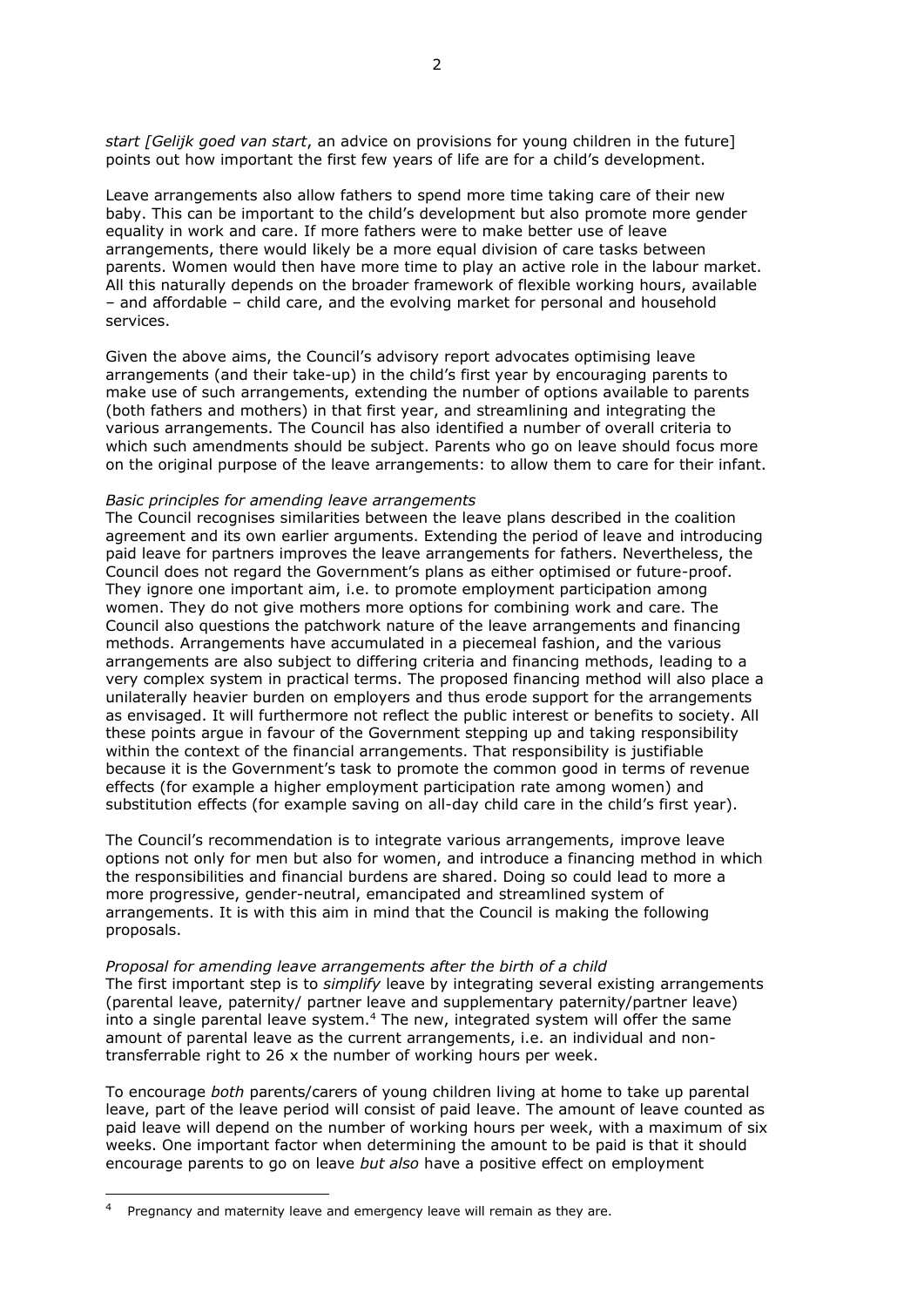*start [Gelijk goed van start*, an advice on provisions for young children in the future] points out how important the first few years of life are for a child's development.

Leave arrangements also allow fathers to spend more time taking care of their new baby. This can be important to the child's development but also promote more gender equality in work and care. If more fathers were to make better use of leave arrangements, there would likely be a more equal division of care tasks between parents. Women would then have more time to play an active role in the labour market. All this naturally depends on the broader framework of flexible working hours, available – and affordable – child care, and the evolving market for personal and household services.

Given the above aims, the Council's advisory report advocates optimising leave arrangements (and their take-up) in the child's first year by encouraging parents to make use of such arrangements, extending the number of options available to parents (both fathers and mothers) in that first year, and streamlining and integrating the various arrangements. The Council has also identified a number of overall criteria to which such amendments should be subject. Parents who go on leave should focus more on the original purpose of the leave arrangements: to allow them to care for their infant.

*Basic principles for amending leave arrangements*

The Council recognises similarities between the leave plans described in the coalition agreement and its own earlier arguments. Extending the period of leave and introducing paid leave for partners improves the leave arrangements for fathers. Nevertheless, the Council does not regard the Government's plans as either optimised or future-proof. They ignore one important aim, i.e. to promote employment participation among women. They do not give mothers more options for combining work and care. The Council also questions the patchwork nature of the leave arrangements and financing methods. Arrangements have accumulated in a piecemeal fashion, and the various arrangements are also subject to differing criteria and financing methods, leading to a very complex system in practical terms. The proposed financing method will also place a unilaterally heavier burden on employers and thus erode support for the arrangements as envisaged. It will furthermore not reflect the public interest or benefits to society. All these points argue in favour of the Government stepping up and taking responsibility within the context of the financial arrangements. That responsibility is justifiable because it is the Government's task to promote the common good in terms of revenue effects (for example a higher employment participation rate among women) and substitution effects (for example saving on all-day child care in the child's first year).

The Council's recommendation is to integrate various arrangements, improve leave options not only for men but also for women, and introduce a financing method in which the responsibilities and financial burdens are shared. Doing so could lead to more a more progressive, gender-neutral, emancipated and streamlined system of arrangements. It is with this aim in mind that the Council is making the following proposals.

*Proposal for amending leave arrangements after the birth of a child*

The first important step is to *simplify* leave by integrating several existing arrangements (parental leave, paternity/ partner leave and supplementary paternity/partner leave) into a single parental leave system.[4] The new, integrated system will offer the same amount of parental leave as the current arrangements, i.e. an individual and non-transferrable right to 26 x the number of working hours per week.

To encourage *both* parents/carers of young children living at home to take up parental leave, part of the leave period will consist of paid leave. The amount of leave counted as paid leave will depend on the number of working hours per week, with a maximum of six weeks. One important factor when determining the amount to be paid is that it should encourage parents to go on leave *but also* have a positive effect on employment

[4] Pregnancy and maternity leave and emergency leave will remain as they are.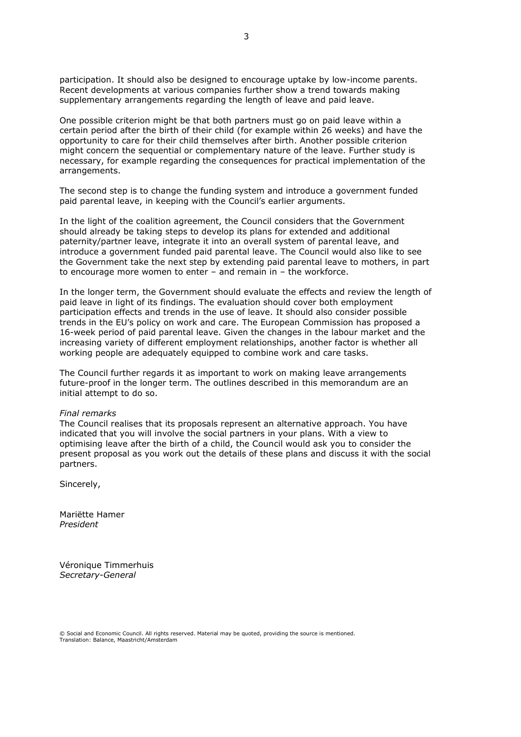participation. It should also be designed to encourage uptake by low-income parents. Recent developments at various companies further show a trend towards making supplementary arrangements regarding the length of leave and paid leave.

One possible criterion might be that both partners must go on paid leave within a certain period after the birth of their child (for example within 26 weeks) and have the opportunity to care for their child themselves after birth. Another possible criterion might concern the sequential or complementary nature of the leave. Further study is necessary, for example regarding the consequences for practical implementation of the arrangements.

The second step is to change the funding system and introduce a government funded paid parental leave, in keeping with the Council's earlier arguments.

In the light of the coalition agreement, the Council considers that the Government should already be taking steps to develop its plans for extended and additional paternity/partner leave, integrate it into an overall system of parental leave, and introduce a government funded paid parental leave. The Council would also like to see the Government take the next step by extending paid parental leave to mothers, in part to encourage more women to enter – and remain in – the workforce.

In the longer term, the Government should evaluate the effects and review the length of paid leave in light of its findings. The evaluation should cover both employment participation effects and trends in the use of leave. It should also consider possible trends in the EU's policy on work and care. The European Commission has proposed a 16-week period of paid parental leave. Given the changes in the labour market and the increasing variety of different employment relationships, another factor is whether all working people are adequately equipped to combine work and care tasks.

The Council further regards it as important to work on making leave arrangements future-proof in the longer term. The outlines described in this memorandum are an initial attempt to do so.

*Final remarks*

The Council realises that its proposals represent an alternative approach. You have indicated that you will involve the social partners in your plans. With a view to optimising leave after the birth of a child, the Council would ask you to consider the present proposal as you work out the details of these plans and discuss it with the social partners.

Sincerely,

Mariëtte Hamer
*President*

Véronique Timmerhuis
*Secretary-General*

© Social and Economic Council. All rights reserved. Material may be quoted, providing the source is mentioned.
Translation: Balance, Maastricht/Amsterdam